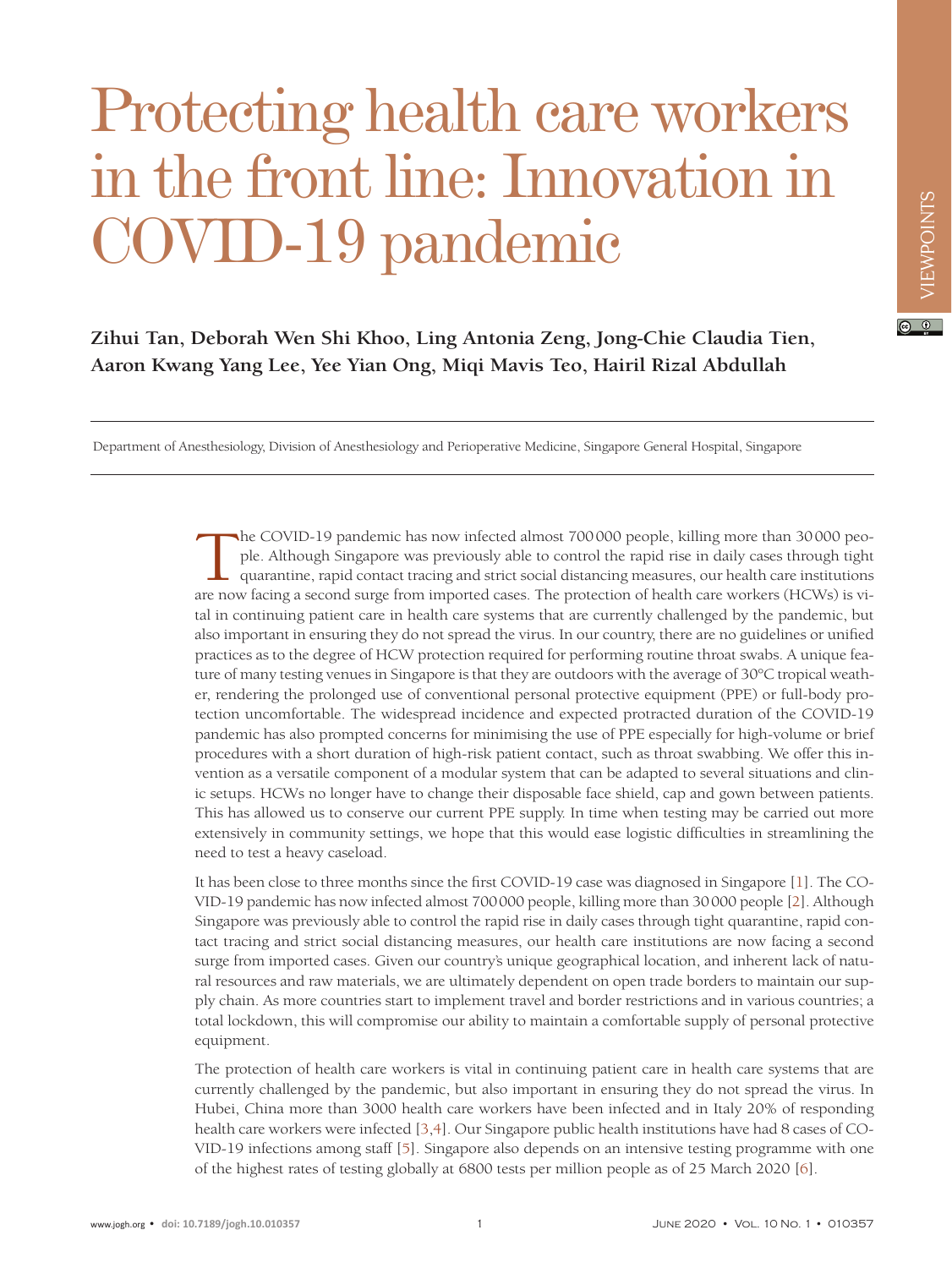# Protecting health care workers in the front line: Innovation in COVID-19 pandemic

**Zihui Tan, Deborah Wen Shi Khoo, Ling Antonia Zeng, Jong-Chie Claudia Tien, Aaron Kwang Yang Lee, Yee Yian Ong, Miqi Mavis Teo, Hairil Rizal Abdullah**

Department of Anesthesiology, Division of Anesthesiology and Perioperative Medicine, Singapore General Hospital, Singapore

The COVID-19 pandemic has now infected almost 700 000 people, killing more than 30 000 people. Although Singapore was previously able to control the rapid rise in daily cases through tight quarantine, rapid contact tracing and strict social distancing measures, our health care institutions are now facing a second surge from imported cases. The protection of health care workers (HCWs) is vital in continuing patient care in health care systems that are currently challenged by the pandemic, but also important in ensuring they do not spread the virus. In our country, there are no guidelines or unified practices as to the degree of HCW protection required for performing routine throat swabs. A unique feature of many testing venues in Singapore is that they are outdoors with the average of 30°C tropical weather, rendering the prolonged use of conventional personal protective equipment (PPE) or full-body protection uncomfortable. The widespread incidence and expected protracted duration of the COVID-19 pandemic has also prompted concerns for minimising the use of PPE especially for high-volume or brief procedures with a short duration of high-risk patient contact, such as throat swabbing. We offer this invention as a versatile component of a modular system that can be adapted to several situations and clinic setups. HCWs no longer have to change their disposable face shield, cap and gown between patients. This has allowed us to conserve our current PPE supply. In time when testing may be carried out more extensively in community settings, we hope that this would ease logistic difficulties in streamlining the need to test a heavy caseload.

It has been close to three months since the first COVID-19 case was diagnosed in Singapore [1]. The COVID-19 pandemic has now infected almost 700 000 people, killing more than 30 000 people [2]. Although Singapore was previously able to control the rapid rise in daily cases through tight quarantine, rapid contact tracing and strict social distancing measures, our health care institutions are now facing a second surge from imported cases. Given our country's unique geographical location, and inherent lack of natural resources and raw materials, we are ultimately dependent on open trade borders to maintain our supply chain. As more countries start to implement travel and border restrictions and in various countries; a total lockdown, this will compromise our ability to maintain a comfortable supply of personal protective equipment.

The protection of health care workers is vital in continuing patient care in health care systems that are currently challenged by the pandemic, but also important in ensuring they do not spread the virus. In Hubei, China more than 3000 health care workers have been infected and in Italy 20% of responding health care workers were infected [3,4]. Our Singapore public health institutions have had 8 cases of COVID-19 infections among staff [5]. Singapore also depends on an intensive testing programme with one of the highest rates of testing globally at 6800 tests per million people as of 25 March 2020 [6].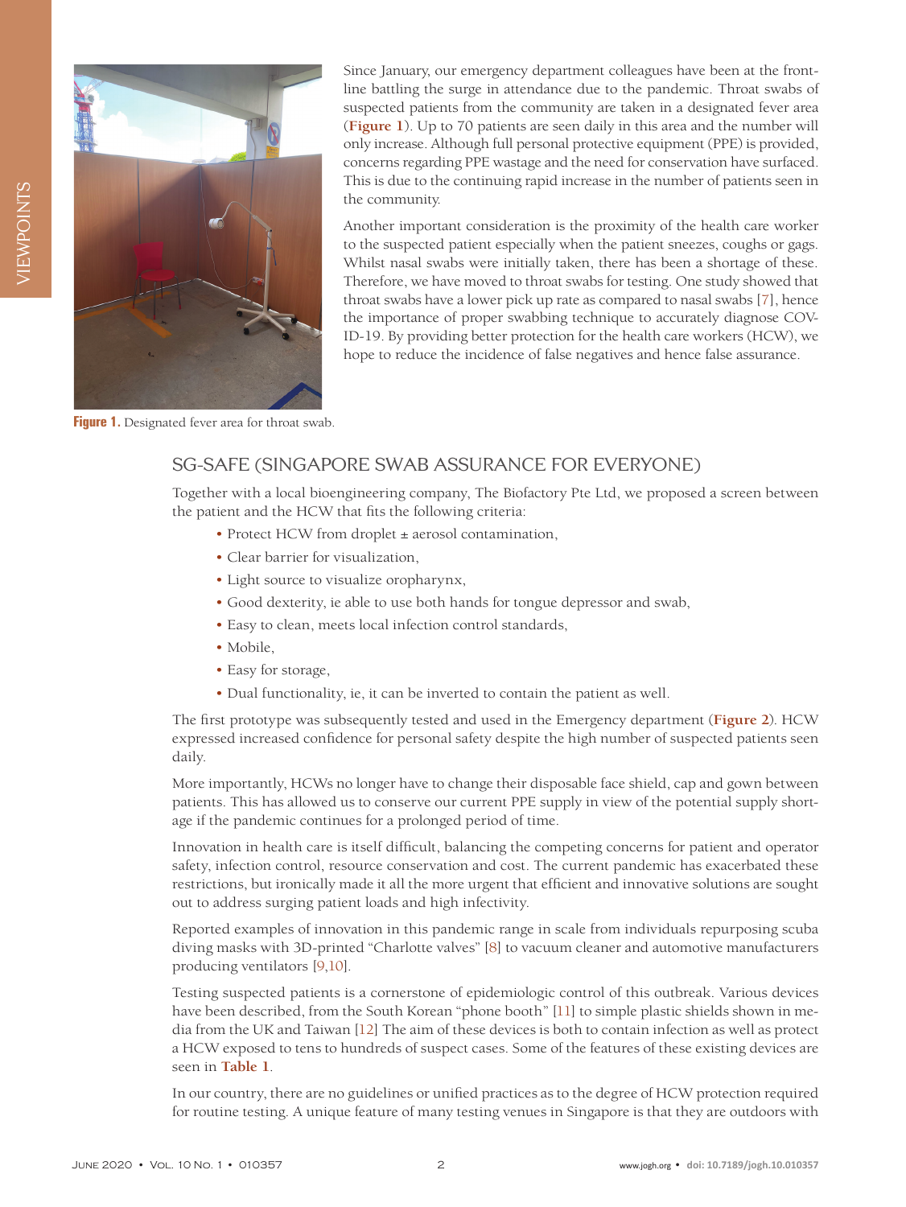Since January, our emergency department colleagues have been at the frontline battling the surge in attendance due to the pandemic. Throat swabs of suspected patients from the community are taken in a designated fever area (**Figure 1**). Up to 70 patients are seen daily in this area and the number will only increase. Although full personal protective equipment (PPE) is provided, concerns regarding PPE wastage and the need for conservation have surfaced. This is due to the continuing rapid increase in the number of patients seen in the community.

Another important consideration is the proximity of the health care worker to the suspected patient especially when the patient sneezes, coughs or gags. Whilst nasal swabs were initially taken, there has been a shortage of these. Therefore, we have moved to throat swabs for testing. One study showed that throat swabs have a lower pick up rate as compared to nasal swabs [7], hence the importance of proper swabbing technique to accurately diagnose COVID-19. By providing better protection for the health care workers (HCW), we hope to reduce the incidence of false negatives and hence false assurance.

**Figure 1.** Designated fever area for throat swab.

## SG-SAFE (SINGAPORE SWAB ASSURANCE FOR EVERYONE)

Together with a local bioengineering company, The Biofactory Pte Ltd, we proposed a screen between the patient and the HCW that fits the following criteria:

- Protect HCW from droplet ± aerosol contamination,
- Clear barrier for visualization,
- Light source to visualize oropharynx,
- Good dexterity, ie able to use both hands for tongue depressor and swab,
- Easy to clean, meets local infection control standards,
- Mobile,
- Easy for storage,
- Dual functionality, ie, it can be inverted to contain the patient as well.

The first prototype was subsequently tested and used in the Emergency department (**Figure 2**). HCW expressed increased confidence for personal safety despite the high number of suspected patients seen daily.

More importantly, HCWs no longer have to change their disposable face shield, cap and gown between patients. This has allowed us to conserve our current PPE supply in view of the potential supply shortage if the pandemic continues for a prolonged period of time.

Innovation in health care is itself difficult, balancing the competing concerns for patient and operator safety, infection control, resource conservation and cost. The current pandemic has exacerbated these restrictions, but ironically made it all the more urgent that efficient and innovative solutions are sought out to address surging patient loads and high infectivity.

Reported examples of innovation in this pandemic range in scale from individuals repurposing scuba diving masks with 3D-printed "Charlotte valves" [8] to vacuum cleaner and automotive manufacturers producing ventilators [9,10].

Testing suspected patients is a cornerstone of epidemiologic control of this outbreak. Various devices have been described, from the South Korean "phone booth" [11] to simple plastic shields shown in media from the UK and Taiwan [12] The aim of these devices is both to contain infection as well as protect a HCW exposed to tens to hundreds of suspect cases. Some of the features of these existing devices are seen in **Table 1**.

In our country, there are no guidelines or unified practices as to the degree of HCW protection required for routine testing. A unique feature of many testing venues in Singapore is that they are outdoors with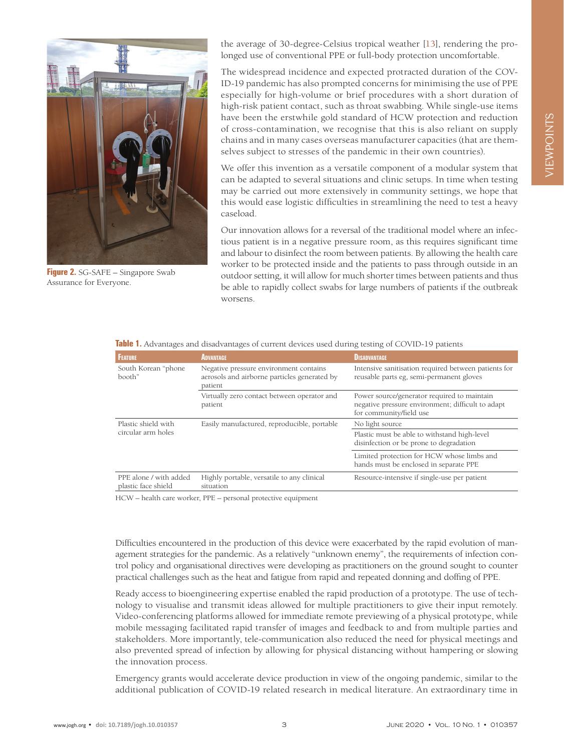the average of 30-degree-Celsius tropical weather [13], rendering the prolonged use of conventional PPE or full-body protection uncomfortable.

The widespread incidence and expected protracted duration of the COVID-19 pandemic has also prompted concerns for minimising the use of PPE especially for high-volume or brief procedures with a short duration of high-risk patient contact, such as throat swabbing. While single-use items have been the erstwhile gold standard of HCW protection and reduction of cross-contamination, we recognise that this is also reliant on supply chains and in many cases overseas manufacturer capacities (that are themselves subject to stresses of the pandemic in their own countries).

We offer this invention as a versatile component of a modular system that can be adapted to several situations and clinic setups. In time when testing may be carried out more extensively in community settings, we hope that this would ease logistic difficulties in streamlining the need to test a heavy caseload.

Our innovation allows for a reversal of the traditional model where an infectious patient is in a negative pressure room, as this requires significant time and labour to disinfect the room between patients. By allowing the health care worker to be protected inside and the patients to pass through outside in an outdoor setting, it will allow for much shorter times between patients and thus be able to rapidly collect swabs for large numbers of patients if the outbreak worsens.

**Figure 2.** SG-SAFE – Singapore Swab Assurance for Everyone.

**Table 1.** Advantages and disadvantages of current devices used during testing of COVID-19 patients

| Feature | Advantage | Disadvantage |
|---|---|---|
| South Korean "phone booth" | Negative pressure environment contains aerosols and airborne particles generated by patient | Intensive sanitisation required between patients for reusable parts eg, semi-permanent gloves |
| | Virtually zero contact between operator and patient | Power source/generator required to maintain negative pressure environment; difficult to adapt for community/field use |
| Plastic shield with circular arm holes | Easily manufactured, reproducible, portable | No light source |
| | | Plastic must be able to withstand high-level disinfection or be prone to degradation |
| | | Limited protection for HCW whose limbs and hands must be enclosed in separate PPE |
| PPE alone / with added plastic face shield | Highly portable, versatile to any clinical situation | Resource-intensive if single-use per patient |

HCW – health care worker, PPE – personal protective equipment

Difficulties encountered in the production of this device were exacerbated by the rapid evolution of management strategies for the pandemic. As a relatively "unknown enemy", the requirements of infection control policy and organisational directives were developing as practitioners on the ground sought to counter practical challenges such as the heat and fatigue from rapid and repeated donning and doffing of PPE.

Ready access to bioengineering expertise enabled the rapid production of a prototype. The use of technology to visualise and transmit ideas allowed for multiple practitioners to give their input remotely. Video-conferencing platforms allowed for immediate remote previewing of a physical prototype, while mobile messaging facilitated rapid transfer of images and feedback to and from multiple parties and stakeholders. More importantly, tele-communication also reduced the need for physical meetings and also prevented spread of infection by allowing for physical distancing without hampering or slowing the innovation process.

Emergency grants would accelerate device production in view of the ongoing pandemic, similar to the additional publication of COVID-19 related research in medical literature. An extraordinary time in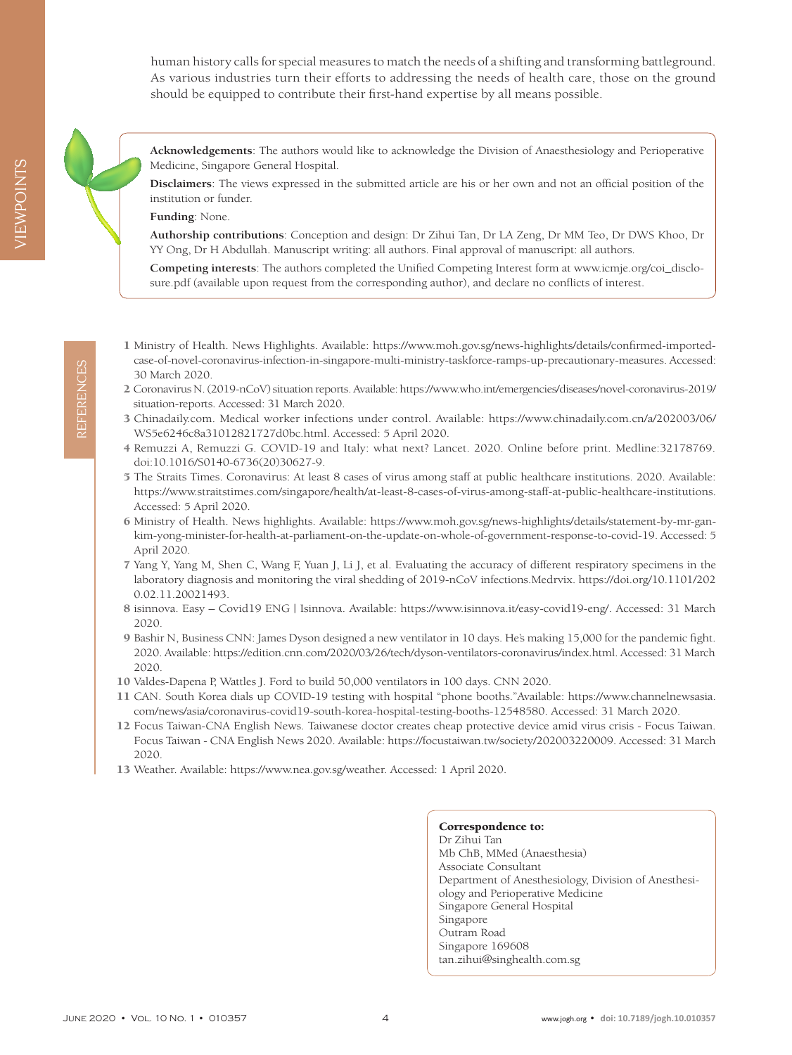human history calls for special measures to match the needs of a shifting and transforming battleground. As various industries turn their efforts to addressing the needs of health care, those on the ground should be equipped to contribute their first-hand expertise by all means possible.

**Acknowledgements**: The authors would like to acknowledge the Division of Anaesthesiology and Perioperative Medicine, Singapore General Hospital.

**Disclaimers**: The views expressed in the submitted article are his or her own and not an official position of the institution or funder.

**Funding**: None.

**Authorship contributions**: Conception and design: Dr Zihui Tan, Dr LA Zeng, Dr MM Teo, Dr DWS Khoo, Dr YY Ong, Dr H Abdullah. Manuscript writing: all authors. Final approval of manuscript: all authors.

**Competing interests**: The authors completed the Unified Competing Interest form at www.icmje.org/coi_disclosure.pdf (available upon request from the corresponding author), and declare no conflicts of interest.

## REFERENCES

1. Ministry of Health. News Highlights. Available: https://www.moh.gov.sg/news-highlights/details/confirmed-imported-case-of-novel-coronavirus-infection-in-singapore-multi-ministry-taskforce-ramps-up-precautionary-measures. Accessed: 30 March 2020.
2. Coronavirus N. (2019-nCoV) situation reports. Available: https://www.who.int/emergencies/diseases/novel-coronavirus-2019/situation-reports. Accessed: 31 March 2020.
3. Chinadaily.com. Medical worker infections under control. Available: https://www.chinadaily.com.cn/a/202003/06/WS5e6246c8a31012821727d0bc.html. Accessed: 5 April 2020.
4. Remuzzi A, Remuzzi G. COVID-19 and Italy: what next? Lancet. 2020. Online before print. Medline:32178769. doi:10.1016/S0140-6736(20)30627-9.
5. The Straits Times. Coronavirus: At least 8 cases of virus among staff at public healthcare institutions. 2020. Available: https://www.straitstimes.com/singapore/health/at-least-8-cases-of-virus-among-staff-at-public-healthcare-institutions. Accessed: 5 April 2020.
6. Ministry of Health. News highlights. Available: https://www.moh.gov.sg/news-highlights/details/statement-by-mr-gan-kim-yong-minister-for-health-at-parliament-on-the-update-on-whole-of-government-response-to-covid-19. Accessed: 5 April 2020.
7. Yang Y, Yang M, Shen C, Wang F, Yuan J, Li J, et al. Evaluating the accuracy of different respiratory specimens in the laboratory diagnosis and monitoring the viral shedding of 2019-nCoV infections.Medrvix. https://doi.org/10.1101/2020.02.11.20021493.
8. isinnova. Easy – Covid19 ENG | Isinnova. Available: https://www.isinnova.it/easy-covid19-eng/. Accessed: 31 March 2020.
9. Bashir N, Business CNN: James Dyson designed a new ventilator in 10 days. He's making 15,000 for the pandemic fight. 2020. Available: https://edition.cnn.com/2020/03/26/tech/dyson-ventilators-coronavirus/index.html. Accessed: 31 March 2020.
10. Valdes-Dapena P, Wattles J. Ford to build 50,000 ventilators in 100 days. CNN 2020.
11. CAN. South Korea dials up COVID-19 testing with hospital "phone booths."Available: https://www.channelnewsasia.com/news/asia/coronavirus-covid19-south-korea-hospital-testing-booths-12548580. Accessed: 31 March 2020.
12. Focus Taiwan-CNA English News. Taiwanese doctor creates cheap protective device amid virus crisis - Focus Taiwan. Focus Taiwan - CNA English News 2020. Available: https://focustaiwan.tw/society/202003220009. Accessed: 31 March 2020.
13. Weather. Available: https://www.nea.gov.sg/weather. Accessed: 1 April 2020.

**Correspondence to:**
Dr Zihui Tan
Mb ChB, MMed (Anaesthesia)
Associate Consultant
Department of Anesthesiology, Division of Anesthesiology and Perioperative Medicine
Singapore General Hospital
Singapore
Outram Road
Singapore 169608
tan.zihui@singhealth.com.sg